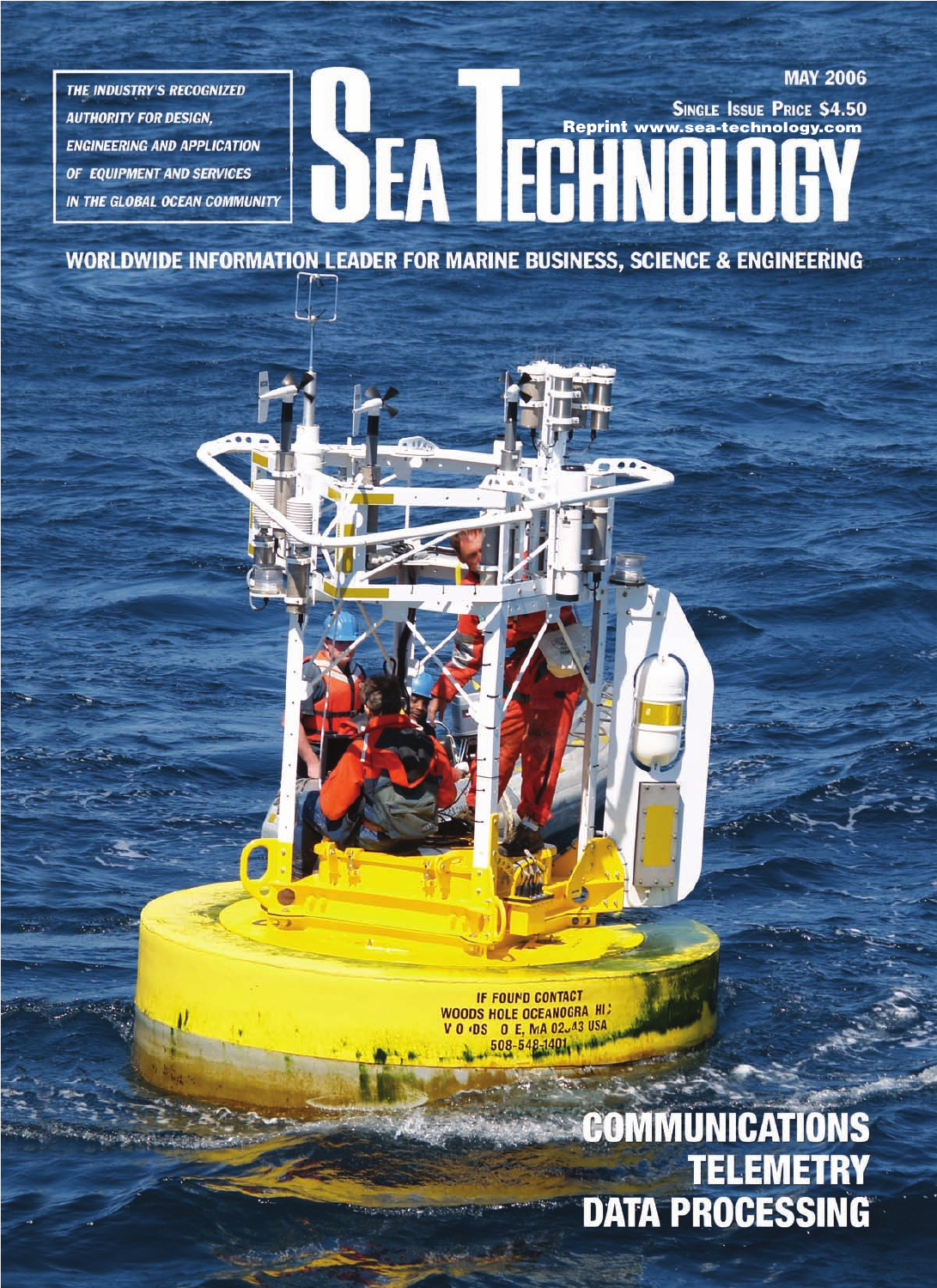THE INDUSTRY'S RECOGNIZED AUTHORITY FOR DESIGN, ENGINEERING AND APPLICATION OF EQUIPMENT AND SERVICES IN THE GLOBAL OCEAN COMMUNITY

MAY 2006

SINGLE ISSUE PRICE $4.50

Reprint www.sea-technology.com

# SEA TECHNOLOGY

WORLDWIDE INFORMATION LEADER FOR MARINE BUSINESS, SCIENCE & ENGINEERING

IF FOUND CONTACT
WOODS HOLE OCEANOGRA HI
V O DS O E, MA 02 43 USA
508-548-1401

## COMMUNICATIONS
## TELEMETRY
## DATA PROCESSING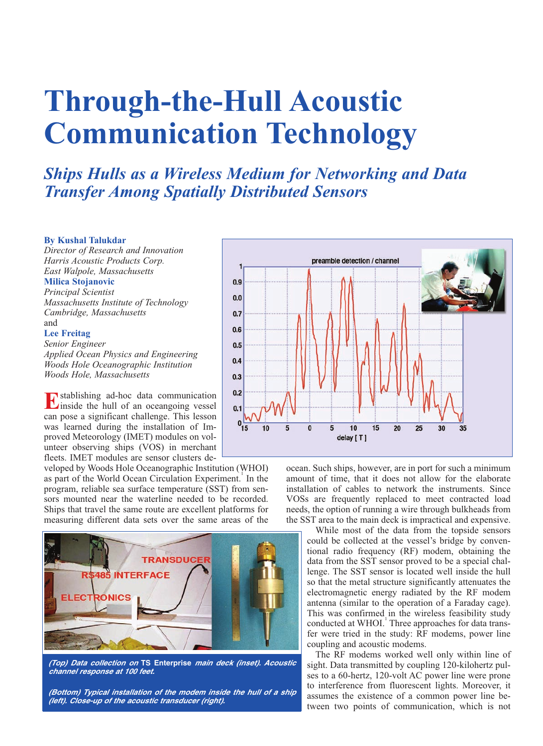# Through-the-Hull Acoustic Communication Technology

## *Ships Hulls as a Wireless Medium for Networking and Data Transfer Among Spatially Distributed Sensors*

**By Kushal Talukdar**
*Director of Research and Innovation*
*Harris Acoustic Products Corp.*
*East Walpole, Massachusetts*
**Milica Stojanovic**
*Principal Scientist*
*Massachusetts Institute of Technology*
*Cambridge, Massachusetts*
and
**Lee Freitag**
*Senior Engineer*
*Applied Ocean Physics and Engineering*
*Woods Hole Oceanographic Institution*
*Woods Hole, Massachusetts*

Establishing ad-hoc data communication inside the hull of an oceangoing vessel can pose a significant challenge. This lesson was learned during the installation of Improved Meteorology (IMET) modules on volunteer observing ships (VOS) in merchant fleets. IMET modules are sensor clusters developed by Woods Hole Oceanographic Institution (WHOI) as part of the World Ocean Circulation Experiment.[1] In the program, reliable sea surface temperature (SST) from sensors mounted near the waterline needed to be recorded. Ships that travel the same route are excellent platforms for measuring different data sets over the same areas of the ocean. Such ships, however, are in port for such a minimum amount of time, that it does not allow for the elaborate installation of cables to network the instruments. Since VOSs are frequently replaced to meet contracted load needs, the option of running a wire through bulkheads from the SST area to the main deck is impractical and expensive.

While most of the data from the topside sensors could be collected at the vessel's bridge by conventional radio frequency (RF) modem, obtaining the data from the SST sensor proved to be a special challenge. The SST sensor is located well inside the hull so that the metal structure significantly attenuates the electromagnetic energy radiated by the RF modem antenna (similar to the operation of a Faraday cage). This was confirmed in the wireless feasibility study conducted at WHOI.[1] Three approaches for data transfer were tried in the study: RF modems, power line coupling and acoustic modems.

The RF modems worked well only within line of sight. Data transmitted by coupling 120-kilohertz pulses to a 60-hertz, 120-volt AC power line were prone to interference from fluorescent lights. Moreover, it assumes the existence of a common power line between two points of communication, which is not

*(Top) Data collection on* **TS Enterprise** *main deck (inset). Acoustic channel response at 100 feet.*

*(Bottom) Typical installation of the modem inside the hull of a ship (left). Close-up of the acoustic transducer (right).*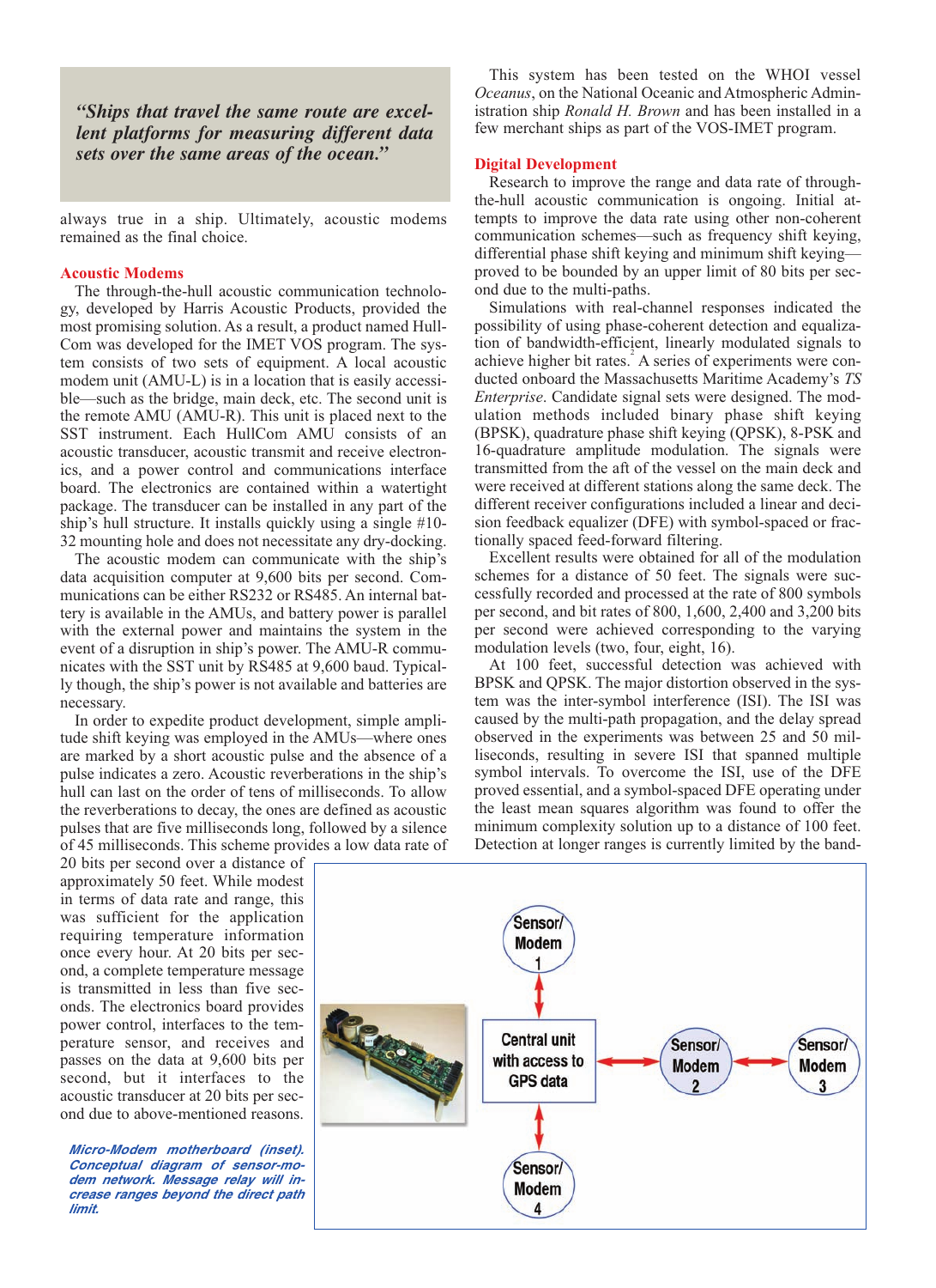> *"Ships that travel the same route are excellent platforms for measuring different data sets over the same areas of the ocean."*

always true in a ship. Ultimately, acoustic modems remained as the final choice.

## Acoustic Modems

The through-the-hull acoustic communication technology, developed by Harris Acoustic Products, provided the most promising solution. As a result, a product named HullCom was developed for the IMET VOS program. The system consists of two sets of equipment. A local acoustic modem unit (AMU-L) is in a location that is easily accessible—such as the bridge, main deck, etc. The second unit is the remote AMU (AMU-R). This unit is placed next to the SST instrument. Each HullCom AMU consists of an acoustic transducer, acoustic transmit and receive electronics, and a power control and communications interface board. The electronics are contained within a watertight package. The transducer can be installed in any part of the ship's hull structure. It installs quickly using a single #10-32 mounting hole and does not necessitate any dry-docking.

The acoustic modem can communicate with the ship's data acquisition computer at 9,600 bits per second. Communications can be either RS232 or RS485. An internal battery is available in the AMUs, and battery power is parallel with the external power and maintains the system in the event of a disruption in ship's power. The AMU-R communicates with the SST unit by RS485 at 9,600 baud. Typically though, the ship's power is not available and batteries are necessary.

In order to expedite product development, simple amplitude shift keying was employed in the AMUs—where ones are marked by a short acoustic pulse and the absence of a pulse indicates a zero. Acoustic reverberations in the ship's hull can last on the order of tens of milliseconds. To allow the reverberations to decay, the ones are defined as acoustic pulses that are five milliseconds long, followed by a silence of 45 milliseconds. This scheme provides a low data rate of 20 bits per second over a distance of approximately 50 feet. While modest in terms of data rate and range, this was sufficient for the application requiring temperature information once every hour. At 20 bits per second, a complete temperature message is transmitted in less than five seconds. The electronics board provides power control, interfaces to the temperature sensor, and receives and passes on the data at 9,600 bits per second, but it interfaces to the acoustic transducer at 20 bits per second due to above-mentioned reasons.

This system has been tested on the WHOI vessel *Oceanus*, on the National Oceanic and Atmospheric Administration ship *Ronald H. Brown* and has been installed in a few merchant ships as part of the VOS-IMET program.

## Digital Development

Research to improve the range and data rate of through-the-hull acoustic communication is ongoing. Initial attempts to improve the data rate using other non-coherent communication schemes—such as frequency shift keying, differential phase shift keying and minimum shift keying—proved to be bounded by an upper limit of 80 bits per second due to the multi-paths.

Simulations with real-channel responses indicated the possibility of using phase-coherent detection and equalization of bandwidth-efficient, linearly modulated signals to achieve higher bit rates.[2] A series of experiments were conducted onboard the Massachusetts Maritime Academy's *TS Enterprise*. Candidate signal sets were designed. The modulation methods included binary phase shift keying (BPSK), quadrature phase shift keying (QPSK), 8-PSK and 16-quadrature amplitude modulation. The signals were transmitted from the aft of the vessel on the main deck and were received at different stations along the same deck. The different receiver configurations included a linear and decision feedback equalizer (DFE) with symbol-spaced or fractionally spaced feed-forward filtering.

Excellent results were obtained for all of the modulation schemes for a distance of 50 feet. The signals were successfully recorded and processed at the rate of 800 symbols per second, and bit rates of 800, 1,600, 2,400 and 3,200 bits per second were achieved corresponding to the varying modulation levels (two, four, eight, 16).

At 100 feet, successful detection was achieved with BPSK and QPSK. The major distortion observed in the system was the inter-symbol interference (ISI). The ISI was caused by the multi-path propagation, and the delay spread observed in the experiments was between 25 and 50 milliseconds, resulting in severe ISI that spanned multiple symbol intervals. To overcome the ISI, use of the DFE proved essential, and a symbol-spaced DFE operating under the least mean squares algorithm was found to offer the minimum complexity solution up to a distance of 100 feet. Detection at longer ranges is currently limited by the band-

*Micro-Modem motherboard (inset). Conceptual diagram of sensor-modem network. Message relay will increase ranges beyond the direct path limit.*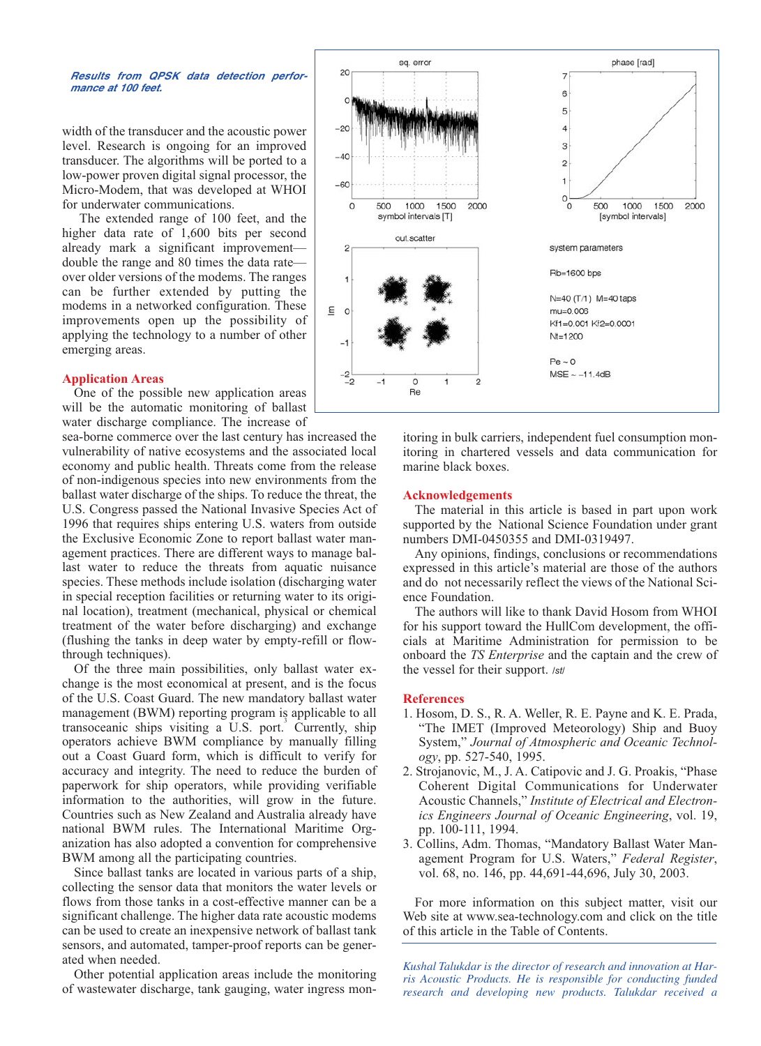*Results from QPSK data detection performance at 100 feet.*

sq. error

phase [rad]

out.scatter

system parameters

Rb=1600 bps

N=40 (T/1) M=40 taps
mu=0.006
Kf1=0.001 Kf2=0.0001
Nt=1200

Pe ~ 0
MSE ~ −11.4dB

width of the transducer and the acoustic power level. Research is ongoing for an improved transducer. The algorithms will be ported to a low-power proven digital signal processor, the Micro-Modem, that was developed at WHOI for underwater communications.

The extended range of 100 feet, and the higher data rate of 1,600 bits per second already mark a significant improvement—double the range and 80 times the data rate—over older versions of the modems. The ranges can be further extended by putting the modems in a networked configuration. These improvements open up the possibility of applying the technology to a number of other emerging areas.

## Application Areas

One of the possible new application areas will be the automatic monitoring of ballast water discharge compliance. The increase of sea-borne commerce over the last century has increased the vulnerability of native ecosystems and the associated local economy and public health. Threats come from the release of non-indigenous species into new environments from the ballast water discharge of the ships. To reduce the threat, the U.S. Congress passed the National Invasive Species Act of 1996 that requires ships entering U.S. waters from outside the Exclusive Economic Zone to report ballast water management practices. There are different ways to manage ballast water to reduce the threats from aquatic nuisance species. These methods include isolation (discharging water in special reception facilities or returning water to its original location), treatment (mechanical, physical or chemical treatment of the water before discharging) and exchange (flushing the tanks in deep water by empty-refill or flow-through techniques).

Of the three main possibilities, only ballast water exchange is the most economical at present, and is the focus of the U.S. Coast Guard. The new mandatory ballast water management (BWM) reporting program is applicable to all transoceanic ships visiting a U.S. port.[3] Currently, ship operators achieve BWM compliance by manually filling out a Coast Guard form, which is difficult to verify for accuracy and integrity. The need to reduce the burden of paperwork for ship operators, while providing verifiable information to the authorities, will grow in the future. Countries such as New Zealand and Australia already have national BWM rules. The International Maritime Organization has also adopted a convention for comprehensive BWM among all the participating countries.

Since ballast tanks are located in various parts of a ship, collecting the sensor data that monitors the water levels or flows from those tanks in a cost-effective manner can be a significant challenge. The higher data rate acoustic modems can be used to create an inexpensive network of ballast tank sensors, and automated, tamper-proof reports can be generated when needed.

Other potential application areas include the monitoring of wastewater discharge, tank gauging, water ingress monitoring in bulk carriers, independent fuel consumption monitoring in chartered vessels and data communication for marine black boxes.

## Acknowledgements

The material in this article is based in part upon work supported by the National Science Foundation under grant numbers DMI-0450355 and DMI-0319497.

Any opinions, findings, conclusions or recommendations expressed in this article's material are those of the authors and do not necessarily reflect the views of the National Science Foundation.

The authors will like to thank David Hosom from WHOI for his support toward the HullCom development, the officials at Maritime Administration for permission to be onboard the *TS Enterprise* and the captain and the crew of the vessel for their support. /st/

## References

1. Hosom, D. S., R. A. Weller, R. E. Payne and K. E. Prada, "The IMET (Improved Meteorology) Ship and Buoy System," *Journal of Atmospheric and Oceanic Technology*, pp. 527-540, 1995.
2. Strojanovic, M., J. A. Catipovic and J. G. Proakis, "Phase Coherent Digital Communications for Underwater Acoustic Channels," *Institute of Electrical and Electronics Engineers Journal of Oceanic Engineering*, vol. 19, pp. 100-111, 1994.
3. Collins, Adm. Thomas, "Mandatory Ballast Water Management Program for U.S. Waters," *Federal Register*, vol. 68, no. 146, pp. 44,691-44,696, July 30, 2003.

For more information on this subject matter, visit our Web site at www.sea-technology.com and click on the title of this article in the Table of Contents.

*Kushal Talukdar is the director of research and innovation at Harris Acoustic Products. He is responsible for conducting funded research and developing new products. Talukdar received a*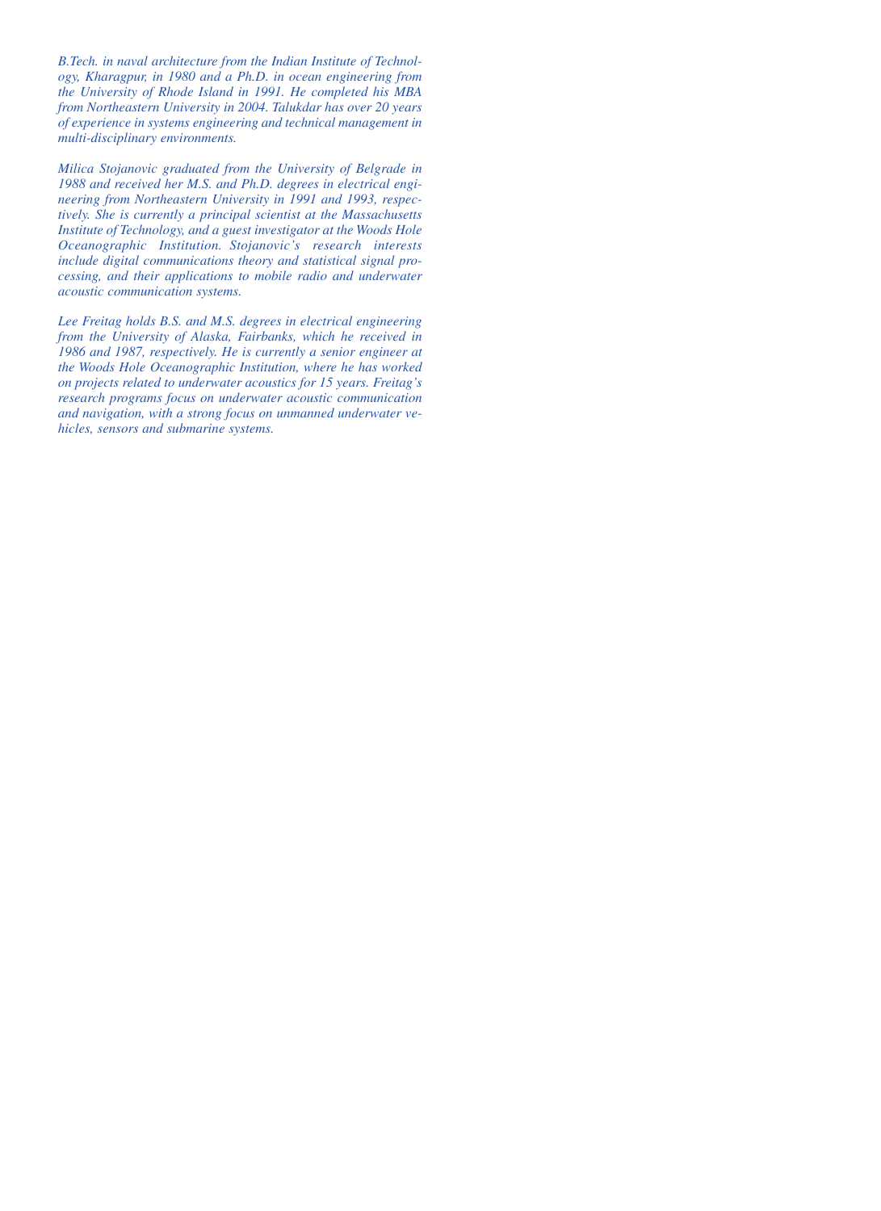*B.Tech. in naval architecture from the Indian Institute of Technology, Kharagpur, in 1980 and a Ph.D. in ocean engineering from the University of Rhode Island in 1991. He completed his MBA from Northeastern University in 2004. Talukdar has over 20 years of experience in systems engineering and technical management in multi-disciplinary environments.*

*Milica Stojanovic graduated from the University of Belgrade in 1988 and received her M.S. and Ph.D. degrees in electrical engineering from Northeastern University in 1991 and 1993, respectively. She is currently a principal scientist at the Massachusetts Institute of Technology, and a guest investigator at the Woods Hole Oceanographic Institution. Stojanovic's research interests include digital communications theory and statistical signal processing, and their applications to mobile radio and underwater acoustic communication systems.*

*Lee Freitag holds B.S. and M.S. degrees in electrical engineering from the University of Alaska, Fairbanks, which he received in 1986 and 1987, respectively. He is currently a senior engineer at the Woods Hole Oceanographic Institution, where he has worked on projects related to underwater acoustics for 15 years. Freitag's research programs focus on underwater acoustic communication and navigation, with a strong focus on unmanned underwater vehicles, sensors and submarine systems.*